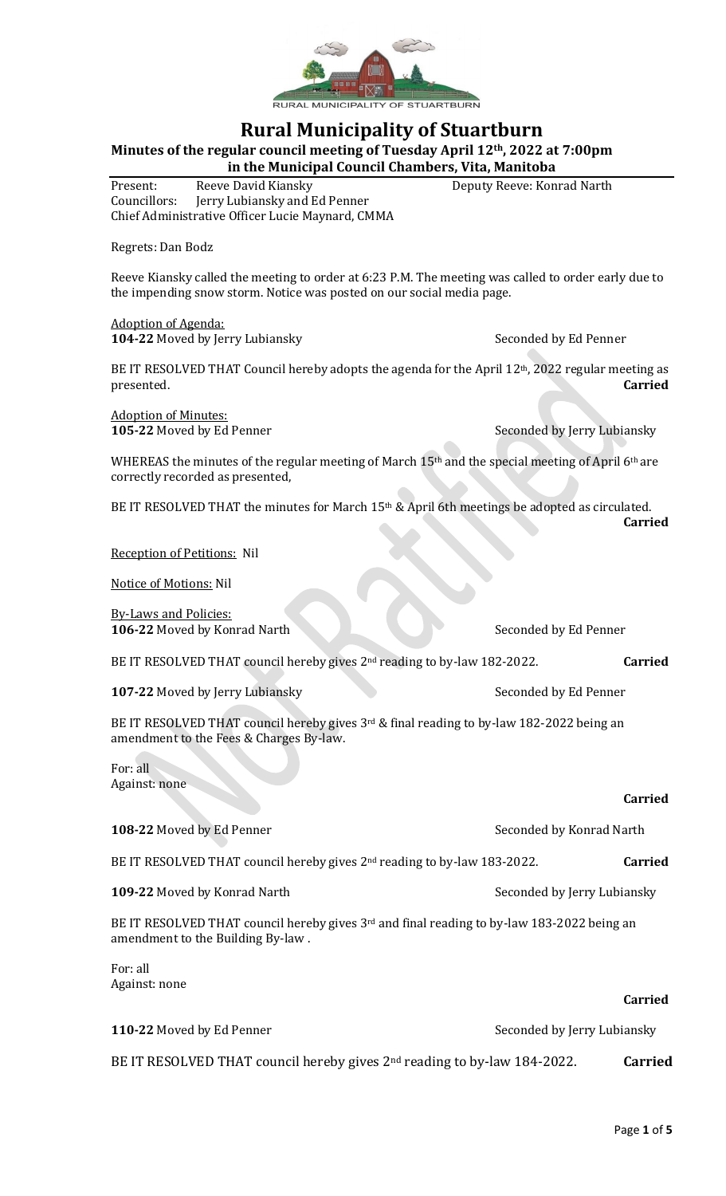RURAL MUNICIPALITY OF STUARTBURN

# Rural Municipality of Stuartburn

**Minutes of the regular council meeting of Tuesday April 12th, 2022 at 7:00pm in the Municipal Council Chambers, Vita, Manitoba**

Present: Reeve David Kiansky Deputy Reeve: Konrad Narth
Councillors: Jerry Lubiansky and Ed Penner
Chief Administrative Officer Lucie Maynard, CMMA

Regrets: Dan Bodz

Reeve Kiansky called the meeting to order at 6:23 P.M. The meeting was called to order early due to the impending snow storm. Notice was posted on our social media page.

Adoption of Agenda:
**104-22** Moved by Jerry Lubiansky Seconded by Ed Penner

BE IT RESOLVED THAT Council hereby adopts the agenda for the April 12th, 2022 regular meeting as presented. **Carried**

Adoption of Minutes:
**105-22** Moved by Ed Penner Seconded by Jerry Lubiansky

WHEREAS the minutes of the regular meeting of March 15th and the special meeting of April 6th are correctly recorded as presented,

BE IT RESOLVED THAT the minutes for March 15th & April 6th meetings be adopted as circulated. **Carried**

Reception of Petitions: Nil

Notice of Motions: Nil

By-Laws and Policies:
**106-22** Moved by Konrad Narth Seconded by Ed Penner

BE IT RESOLVED THAT council hereby gives 2nd reading to by-law 182-2022. **Carried**

**107-22** Moved by Jerry Lubiansky Seconded by Ed Penner

BE IT RESOLVED THAT council hereby gives 3rd & final reading to by-law 182-2022 being an amendment to the Fees & Charges By-law.

For: all
Against: none

**Carried**

**108-22** Moved by Ed Penner Seconded by Konrad Narth

BE IT RESOLVED THAT council hereby gives 2nd reading to by-law 183-2022. **Carried**

**109-22** Moved by Konrad Narth Seconded by Jerry Lubiansky

BE IT RESOLVED THAT council hereby gives 3rd and final reading to by-law 183-2022 being an amendment to the Building By-law .

For: all
Against: none

**Carried**

**110-22** Moved by Ed Penner Seconded by Jerry Lubiansky

BE IT RESOLVED THAT council hereby gives 2nd reading to by-law 184-2022. **Carried**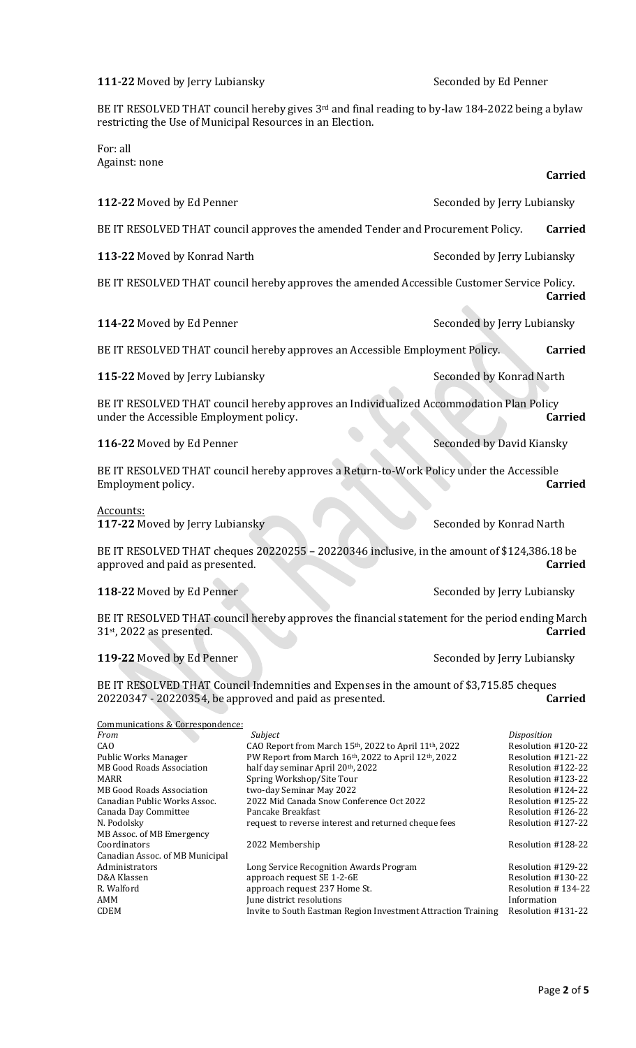**111-22** Moved by Jerry Lubiansky Seconded by Ed Penner

BE IT RESOLVED THAT council hereby gives 3rd and final reading to by-law 184-2022 being a bylaw restricting the Use of Municipal Resources in an Election.

For: all
Against: none

**Carried**

**112-22** Moved by Ed Penner Seconded by Jerry Lubiansky

BE IT RESOLVED THAT council approves the amended Tender and Procurement Policy. **Carried**

**113-22** Moved by Konrad Narth Seconded by Jerry Lubiansky

BE IT RESOLVED THAT council hereby approves the amended Accessible Customer Service Policy. **Carried**

**114-22** Moved by Ed Penner Seconded by Jerry Lubiansky

BE IT RESOLVED THAT council hereby approves an Accessible Employment Policy. **Carried**

**115-22** Moved by Jerry Lubiansky Seconded by Konrad Narth

BE IT RESOLVED THAT council hereby approves an Individualized Accommodation Plan Policy under the Accessible Employment policy. **Carried**

**116-22** Moved by Ed Penner Seconded by David Kiansky

BE IT RESOLVED THAT council hereby approves a Return-to-Work Policy under the Accessible Employment policy. **Carried**

Accounts:

**117-22** Moved by Jerry Lubiansky Seconded by Konrad Narth

BE IT RESOLVED THAT cheques 20220255 – 20220346 inclusive, in the amount of $124,386.18 be approved and paid as presented. **Carried**

**118-22** Moved by Ed Penner Seconded by Jerry Lubiansky

BE IT RESOLVED THAT council hereby approves the financial statement for the period ending March 31st, 2022 as presented. **Carried**

**119-22** Moved by Ed Penner Seconded by Jerry Lubiansky

BE IT RESOLVED THAT Council Indemnities and Expenses in the amount of $3,715.85 cheques 20220347 - 20220354, be approved and paid as presented. **Carried**

Communications & Correspondence:

| *From* | *Subject* | *Disposition* |
|---|---|---|
| CAO | CAO Report from March 15th, 2022 to April 11th, 2022 | Resolution #120-22 |
| Public Works Manager | PW Report from March 16th, 2022 to April 12th, 2022 | Resolution #121-22 |
| MB Good Roads Association | half day seminar April 20th, 2022 | Resolution #122-22 |
| MARR | Spring Workshop/Site Tour | Resolution #123-22 |
| MB Good Roads Association | two-day Seminar May 2022 | Resolution #124-22 |
| Canadian Public Works Assoc. | 2022 Mid Canada Snow Conference Oct 2022 | Resolution #125-22 |
| Canada Day Committee | Pancake Breakfast | Resolution #126-22 |
| N. Podolsky | request to reverse interest and returned cheque fees | Resolution #127-22 |
| MB Assoc. of MB Emergency Coordinators | 2022 Membership | Resolution #128-22 |
| Canadian Assoc. of MB Municipal Administrators | Long Service Recognition Awards Program | Resolution #129-22 |
| D&A Klassen | approach request SE 1-2-6E | Resolution #130-22 |
| R. Walford | approach request 237 Home St. | Resolution # 134-22 |
| AMM | June district resolutions | Information |
| CDEM | Invite to South Eastman Region Investment Attraction Training | Resolution #131-22 |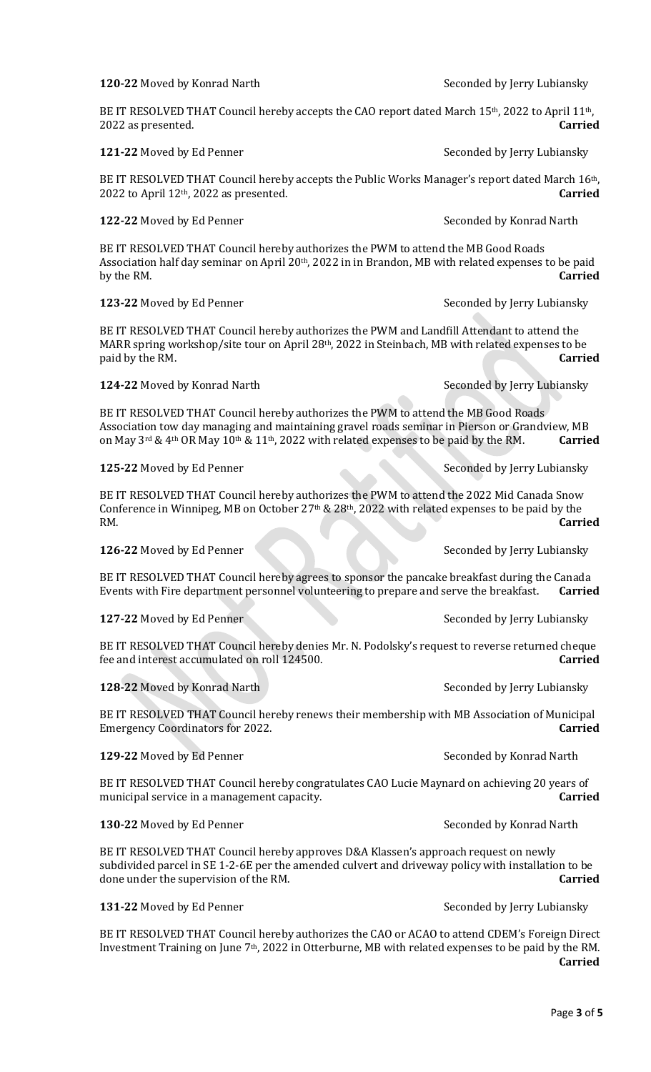**120-22** Moved by Konrad Narth Seconded by Jerry Lubiansky

BE IT RESOLVED THAT Council hereby accepts the CAO report dated March 15th, 2022 to April 11th, 2022 as presented. **Carried**

**121-22** Moved by Ed Penner Seconded by Jerry Lubiansky

BE IT RESOLVED THAT Council hereby accepts the Public Works Manager's report dated March 16th, 2022 to April 12th, 2022 as presented. **Carried**

**122-22** Moved by Ed Penner Seconded by Konrad Narth

BE IT RESOLVED THAT Council hereby authorizes the PWM to attend the MB Good Roads Association half day seminar on April 20th, 2022 in in Brandon, MB with related expenses to be paid by the RM. **Carried**

**123-22** Moved by Ed Penner Seconded by Jerry Lubiansky

BE IT RESOLVED THAT Council hereby authorizes the PWM and Landfill Attendant to attend the MARR spring workshop/site tour on April 28th, 2022 in Steinbach, MB with related expenses to be paid by the RM. **Carried**

**124-22** Moved by Konrad Narth Seconded by Jerry Lubiansky

BE IT RESOLVED THAT Council hereby authorizes the PWM to attend the MB Good Roads Association tow day managing and maintaining gravel roads seminar in Pierson or Grandview, MB on May 3rd & 4th OR May 10th & 11th, 2022 with related expenses to be paid by the RM. **Carried**

**125-22** Moved by Ed Penner Seconded by Jerry Lubiansky

BE IT RESOLVED THAT Council hereby authorizes the PWM to attend the 2022 Mid Canada Snow Conference in Winnipeg, MB on October 27th & 28th, 2022 with related expenses to be paid by the RM. **Carried**

**126-22** Moved by Ed Penner Seconded by Jerry Lubiansky

BE IT RESOLVED THAT Council hereby agrees to sponsor the pancake breakfast during the Canada Events with Fire department personnel volunteering to prepare and serve the breakfast. **Carried**

**127-22** Moved by Ed Penner Seconded by Jerry Lubiansky

BE IT RESOLVED THAT Council hereby denies Mr. N. Podolsky's request to reverse returned cheque fee and interest accumulated on roll 124500. **Carried**

**128-22** Moved by Konrad Narth Seconded by Jerry Lubiansky

BE IT RESOLVED THAT Council hereby renews their membership with MB Association of Municipal Emergency Coordinators for 2022. **Carried**

**129-22** Moved by Ed Penner Seconded by Konrad Narth

BE IT RESOLVED THAT Council hereby congratulates CAO Lucie Maynard on achieving 20 years of municipal service in a management capacity. **Carried**

**130-22** Moved by Ed Penner Seconded by Konrad Narth

BE IT RESOLVED THAT Council hereby approves D&A Klassen's approach request on newly subdivided parcel in SE 1-2-6E per the amended culvert and driveway policy with installation to be done under the supervision of the RM. **Carried**

**131-22** Moved by Ed Penner Seconded by Jerry Lubiansky

BE IT RESOLVED THAT Council hereby authorizes the CAO or ACAO to attend CDEM's Foreign Direct Investment Training on June 7th, 2022 in Otterburne, MB with related expenses to be paid by the RM. **Carried**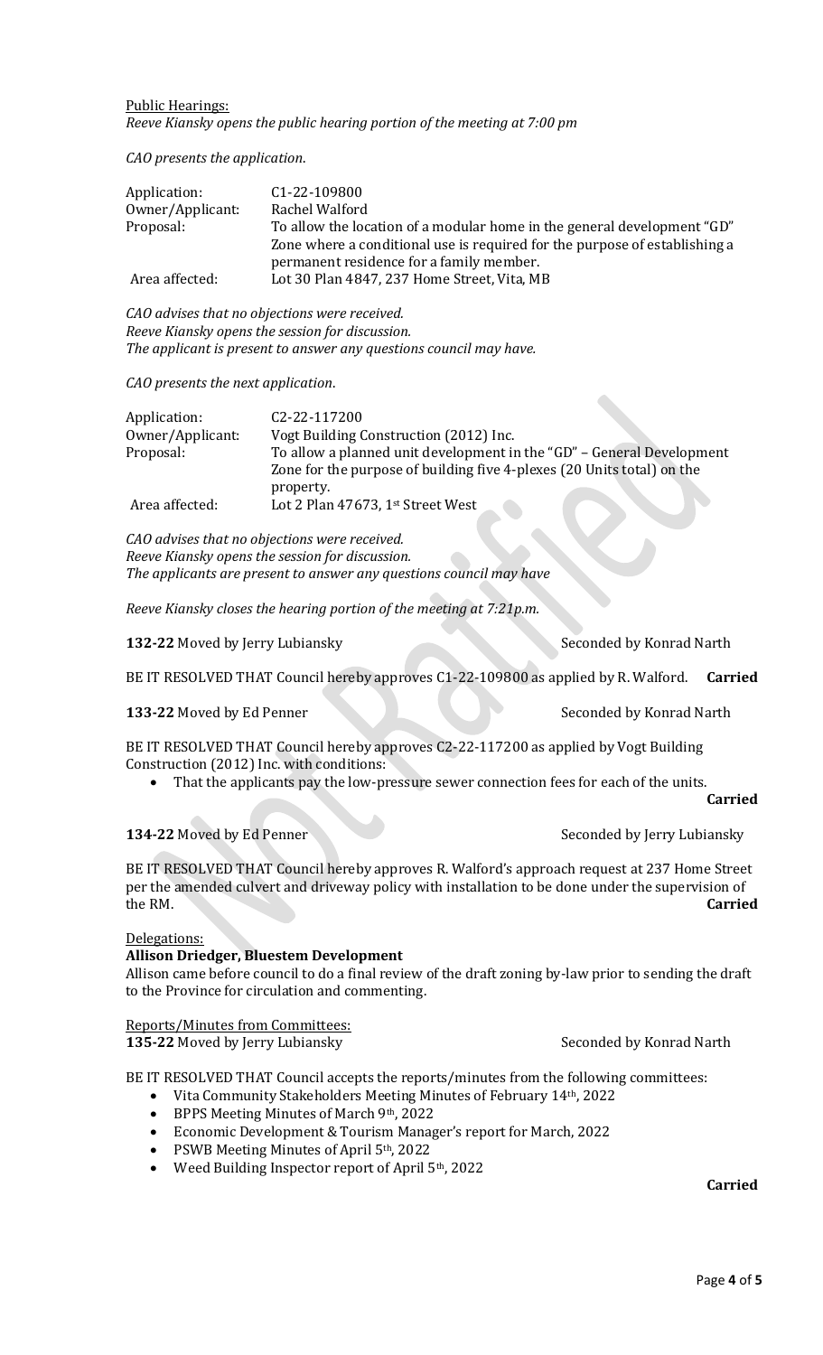Public Hearings:

*Reeve Kiansky opens the public hearing portion of the meeting at 7:00 pm*

*CAO presents the application.*

| | |
|---|---|
| Application: | C1-22-109800 |
| Owner/Applicant: | Rachel Walford |
| Proposal: | To allow the location of a modular home in the general development "GD" Zone where a conditional use is required for the purpose of establishing a permanent residence for a family member. |
| Area affected: | Lot 30 Plan 4847, 237 Home Street, Vita, MB |

*CAO advises that no objections were received.*
*Reeve Kiansky opens the session for discussion.*
*The applicant is present to answer any questions council may have.*

*CAO presents the next application.*

| | |
|---|---|
| Application: | C2-22-117200 |
| Owner/Applicant: | Vogt Building Construction (2012) Inc. |
| Proposal: | To allow a planned unit development in the "GD" – General Development Zone for the purpose of building five 4-plexes (20 Units total) on the property. |
| Area affected: | Lot 2 Plan 47673, 1st Street West |

*CAO advises that no objections were received.*
*Reeve Kiansky opens the session for discussion.*
*The applicants are present to answer any questions council may have*

*Reeve Kiansky closes the hearing portion of the meeting at 7:21p.m.*

**132-22** Moved by Jerry Lubiansky Seconded by Konrad Narth

BE IT RESOLVED THAT Council hereby approves C1-22-109800 as applied by R. Walford. **Carried**

**133-22** Moved by Ed Penner Seconded by Konrad Narth

BE IT RESOLVED THAT Council hereby approves C2-22-117200 as applied by Vogt Building Construction (2012) Inc. with conditions:

- That the applicants pay the low-pressure sewer connection fees for each of the units.

**Carried**

**134-22** Moved by Ed Penner Seconded by Jerry Lubiansky

BE IT RESOLVED THAT Council hereby approves R. Walford's approach request at 237 Home Street per the amended culvert and driveway policy with installation to be done under the supervision of the RM. **Carried**

Delegations:

**Allison Driedger, Bluestem Development**

Allison came before council to do a final review of the draft zoning by-law prior to sending the draft to the Province for circulation and commenting.

Reports/Minutes from Committees:

**135-22** Moved by Jerry Lubiansky Seconded by Konrad Narth

BE IT RESOLVED THAT Council accepts the reports/minutes from the following committees:

- Vita Community Stakeholders Meeting Minutes of February 14th, 2022
- BPPS Meeting Minutes of March 9th, 2022
- Economic Development & Tourism Manager's report for March, 2022
- PSWB Meeting Minutes of April 5th, 2022
- Weed Building Inspector report of April 5th, 2022

**Carried**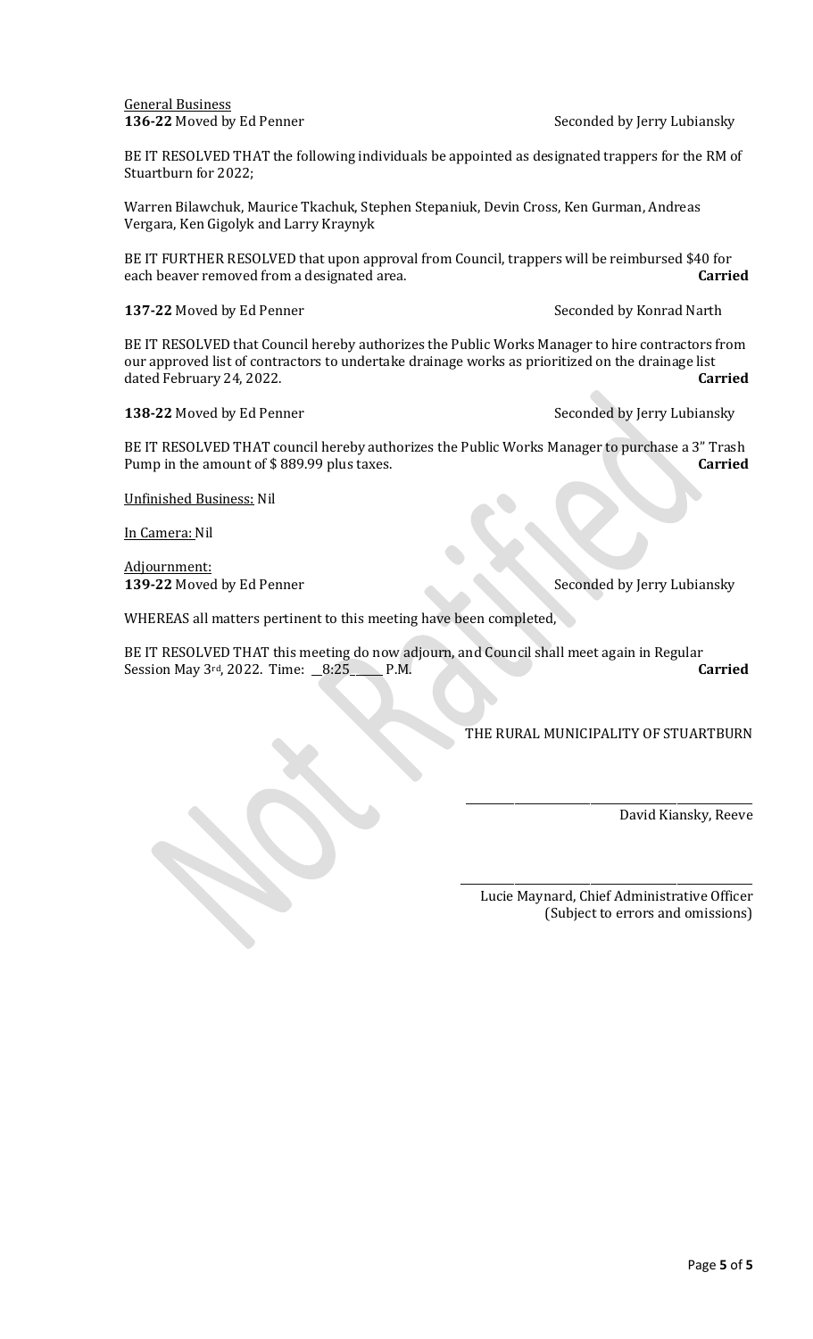General Business

**136-22** Moved by Ed Penner Seconded by Jerry Lubiansky

BE IT RESOLVED THAT the following individuals be appointed as designated trappers for the RM of Stuartburn for 2022;

Warren Bilawchuk, Maurice Tkachuk, Stephen Stepaniuk, Devin Cross, Ken Gurman, Andreas Vergara, Ken Gigolyk and Larry Kraynyk

BE IT FURTHER RESOLVED that upon approval from Council, trappers will be reimbursed $40 for each beaver removed from a designated area. **Carried**

**137-22** Moved by Ed Penner Seconded by Konrad Narth

BE IT RESOLVED that Council hereby authorizes the Public Works Manager to hire contractors from our approved list of contractors to undertake drainage works as prioritized on the drainage list dated February 24, 2022. **Carried**

**138-22** Moved by Ed Penner Seconded by Jerry Lubiansky

BE IT RESOLVED THAT council hereby authorizes the Public Works Manager to purchase a 3" Trash Pump in the amount of $ 889.99 plus taxes. **Carried**

Unfinished Business: Nil

In Camera: Nil

Adjournment:

**139-22** Moved by Ed Penner Seconded by Jerry Lubiansky

WHEREAS all matters pertinent to this meeting have been completed,

BE IT RESOLVED THAT this meeting do now adjourn, and Council shall meet again in Regular Session May 3rd, 2022. Time: 8:25 P.M. **Carried**

THE RURAL MUNICIPALITY OF STUARTBURN

\_\_\_\_\_\_\_\_\_\_\_\_\_\_\_\_\_\_\_\_\_\_\_\_\_\_\_\_\_\_

David Kiansky, Reeve

\_\_\_\_\_\_\_\_\_\_\_\_\_\_\_\_\_\_\_\_\_\_\_\_\_\_\_\_\_\_

Lucie Maynard, Chief Administrative Officer
(Subject to errors and omissions)